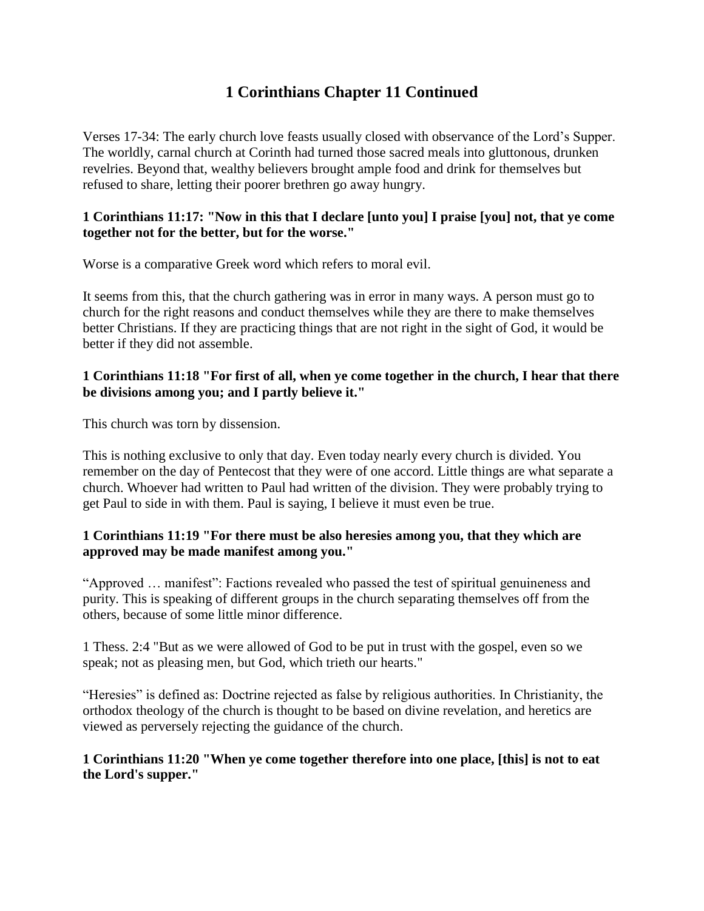# 1 Corinthians Chapter 11 Continued

Verses 17-34: The early church love feasts usually closed with observance of the Lord's Supper. The worldly, carnal church at Corinth had turned those sacred meals into gluttonous, drunken revelries. Beyond that, wealthy believers brought ample food and drink for themselves but refused to share, letting their poorer brethren go away hungry.

**1 Corinthians 11:17: "Now in this that I declare [unto you] I praise [you] not, that ye come together not for the better, but for the worse."**

Worse is a comparative Greek word which refers to moral evil.

It seems from this, that the church gathering was in error in many ways. A person must go to church for the right reasons and conduct themselves while they are there to make themselves better Christians. If they are practicing things that are not right in the sight of God, it would be better if they did not assemble.

**1 Corinthians 11:18 "For first of all, when ye come together in the church, I hear that there be divisions among you; and I partly believe it."**

This church was torn by dissension.

This is nothing exclusive to only that day. Even today nearly every church is divided. You remember on the day of Pentecost that they were of one accord. Little things are what separate a church. Whoever had written to Paul had written of the division. They were probably trying to get Paul to side in with them. Paul is saying, I believe it must even be true.

**1 Corinthians 11:19 "For there must be also heresies among you, that they which are approved may be made manifest among you."**

"Approved … manifest": Factions revealed who passed the test of spiritual genuineness and purity. This is speaking of different groups in the church separating themselves off from the others, because of some little minor difference.

1 Thess. 2:4 "But as we were allowed of God to be put in trust with the gospel, even so we speak; not as pleasing men, but God, which trieth our hearts."

"Heresies" is defined as: Doctrine rejected as false by religious authorities. In Christianity, the orthodox theology of the church is thought to be based on divine revelation, and heretics are viewed as perversely rejecting the guidance of the church.

**1 Corinthians 11:20 "When ye come together therefore into one place, [this] is not to eat the Lord's supper."**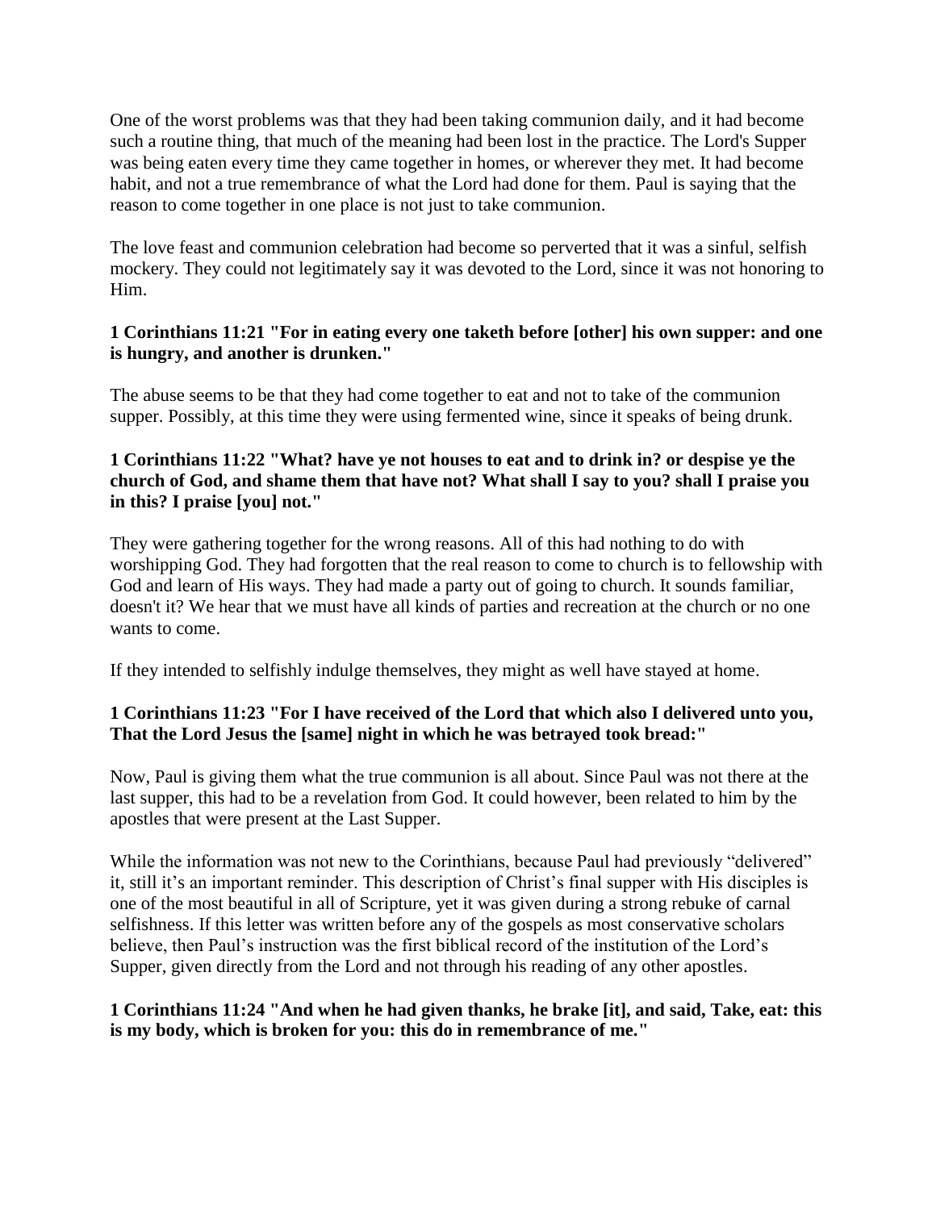One of the worst problems was that they had been taking communion daily, and it had become such a routine thing, that much of the meaning had been lost in the practice. The Lord's Supper was being eaten every time they came together in homes, or wherever they met. It had become habit, and not a true remembrance of what the Lord had done for them. Paul is saying that the reason to come together in one place is not just to take communion.

The love feast and communion celebration had become so perverted that it was a sinful, selfish mockery. They could not legitimately say it was devoted to the Lord, since it was not honoring to Him.

**1 Corinthians 11:21 "For in eating every one taketh before [other] his own supper: and one is hungry, and another is drunken."**

The abuse seems to be that they had come together to eat and not to take of the communion supper. Possibly, at this time they were using fermented wine, since it speaks of being drunk.

**1 Corinthians 11:22 "What? have ye not houses to eat and to drink in? or despise ye the church of God, and shame them that have not? What shall I say to you? shall I praise you in this? I praise [you] not."**

They were gathering together for the wrong reasons. All of this had nothing to do with worshipping God. They had forgotten that the real reason to come to church is to fellowship with God and learn of His ways. They had made a party out of going to church. It sounds familiar, doesn't it? We hear that we must have all kinds of parties and recreation at the church or no one wants to come.

If they intended to selfishly indulge themselves, they might as well have stayed at home.

**1 Corinthians 11:23 "For I have received of the Lord that which also I delivered unto you, That the Lord Jesus the [same] night in which he was betrayed took bread:"**

Now, Paul is giving them what the true communion is all about. Since Paul was not there at the last supper, this had to be a revelation from God. It could however, been related to him by the apostles that were present at the Last Supper.

While the information was not new to the Corinthians, because Paul had previously "delivered" it, still it's an important reminder. This description of Christ's final supper with His disciples is one of the most beautiful in all of Scripture, yet it was given during a strong rebuke of carnal selfishness. If this letter was written before any of the gospels as most conservative scholars believe, then Paul's instruction was the first biblical record of the institution of the Lord's Supper, given directly from the Lord and not through his reading of any other apostles.

**1 Corinthians 11:24 "And when he had given thanks, he brake [it], and said, Take, eat: this is my body, which is broken for you: this do in remembrance of me."**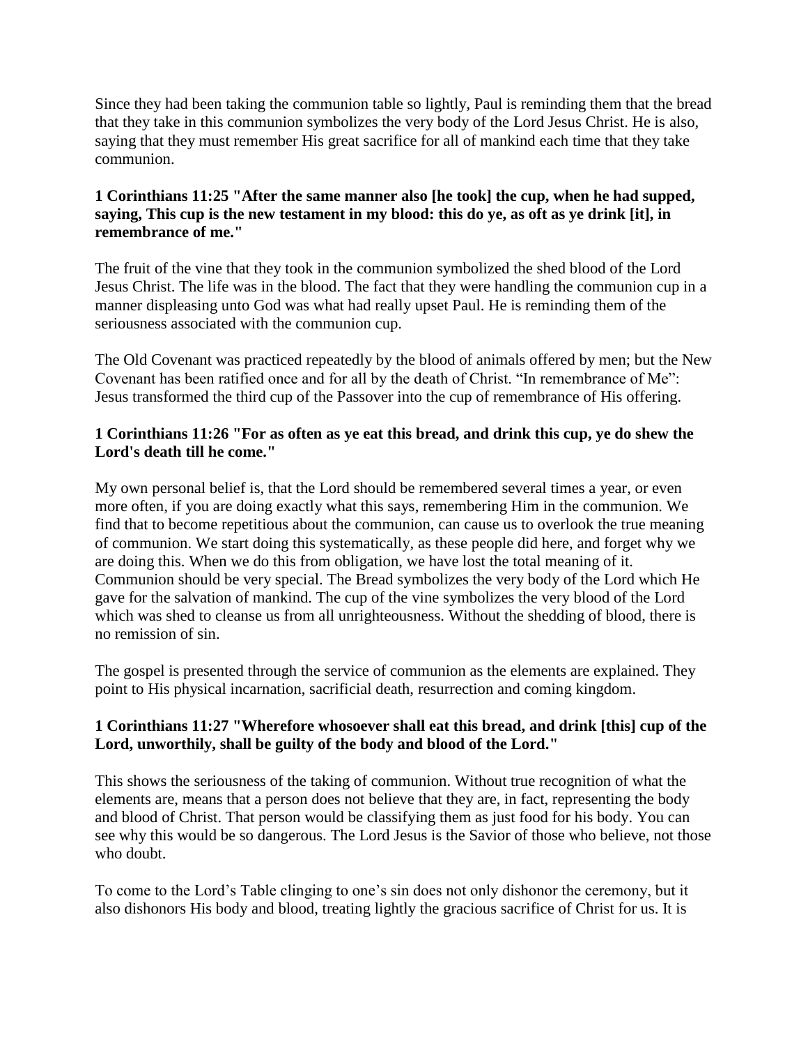Since they had been taking the communion table so lightly, Paul is reminding them that the bread that they take in this communion symbolizes the very body of the Lord Jesus Christ. He is also, saying that they must remember His great sacrifice for all of mankind each time that they take communion.

**1 Corinthians 11:25 "After the same manner also [he took] the cup, when he had supped, saying, This cup is the new testament in my blood: this do ye, as oft as ye drink [it], in remembrance of me."**

The fruit of the vine that they took in the communion symbolized the shed blood of the Lord Jesus Christ. The life was in the blood. The fact that they were handling the communion cup in a manner displeasing unto God was what had really upset Paul. He is reminding them of the seriousness associated with the communion cup.

The Old Covenant was practiced repeatedly by the blood of animals offered by men; but the New Covenant has been ratified once and for all by the death of Christ. "In remembrance of Me": Jesus transformed the third cup of the Passover into the cup of remembrance of His offering.

**1 Corinthians 11:26 "For as often as ye eat this bread, and drink this cup, ye do shew the Lord's death till he come."**

My own personal belief is, that the Lord should be remembered several times a year, or even more often, if you are doing exactly what this says, remembering Him in the communion. We find that to become repetitious about the communion, can cause us to overlook the true meaning of communion. We start doing this systematically, as these people did here, and forget why we are doing this. When we do this from obligation, we have lost the total meaning of it. Communion should be very special. The Bread symbolizes the very body of the Lord which He gave for the salvation of mankind. The cup of the vine symbolizes the very blood of the Lord which was shed to cleanse us from all unrighteousness. Without the shedding of blood, there is no remission of sin.

The gospel is presented through the service of communion as the elements are explained. They point to His physical incarnation, sacrificial death, resurrection and coming kingdom.

**1 Corinthians 11:27 "Wherefore whosoever shall eat this bread, and drink [this] cup of the Lord, unworthily, shall be guilty of the body and blood of the Lord."**

This shows the seriousness of the taking of communion. Without true recognition of what the elements are, means that a person does not believe that they are, in fact, representing the body and blood of Christ. That person would be classifying them as just food for his body. You can see why this would be so dangerous. The Lord Jesus is the Savior of those who believe, not those who doubt.

To come to the Lord's Table clinging to one's sin does not only dishonor the ceremony, but it also dishonors His body and blood, treating lightly the gracious sacrifice of Christ for us. It is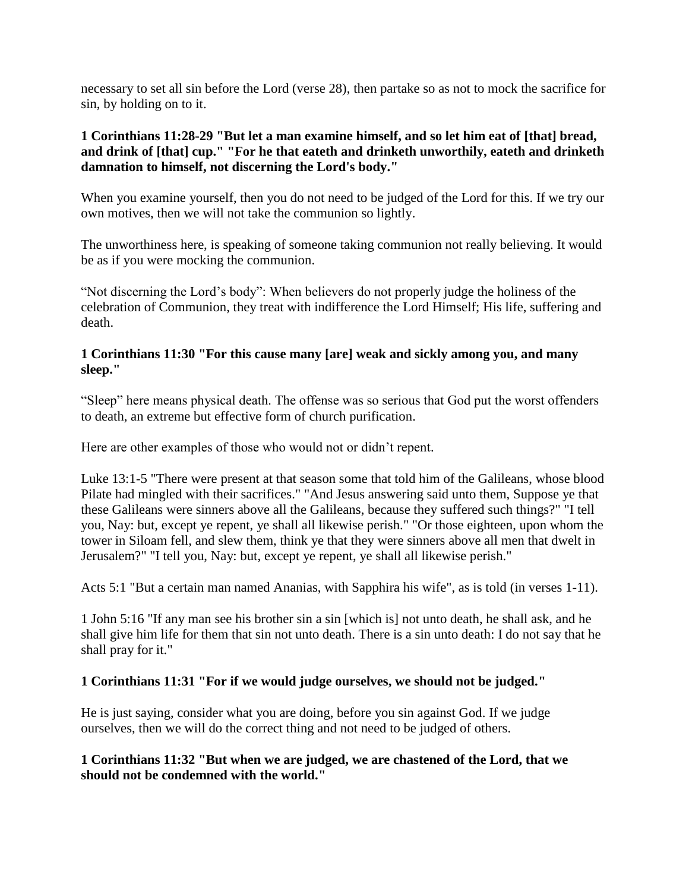necessary to set all sin before the Lord (verse 28), then partake so as not to mock the sacrifice for sin, by holding on to it.

**1 Corinthians 11:28-29 "But let a man examine himself, and so let him eat of [that] bread, and drink of [that] cup." "For he that eateth and drinketh unworthily, eateth and drinketh damnation to himself, not discerning the Lord's body."**

When you examine yourself, then you do not need to be judged of the Lord for this. If we try our own motives, then we will not take the communion so lightly.

The unworthiness here, is speaking of someone taking communion not really believing. It would be as if you were mocking the communion.

"Not discerning the Lord's body": When believers do not properly judge the holiness of the celebration of Communion, they treat with indifference the Lord Himself; His life, suffering and death.

**1 Corinthians 11:30 "For this cause many [are] weak and sickly among you, and many sleep."**

"Sleep" here means physical death. The offense was so serious that God put the worst offenders to death, an extreme but effective form of church purification.

Here are other examples of those who would not or didn't repent.

Luke 13:1-5 "There were present at that season some that told him of the Galileans, whose blood Pilate had mingled with their sacrifices." "And Jesus answering said unto them, Suppose ye that these Galileans were sinners above all the Galileans, because they suffered such things?" "I tell you, Nay: but, except ye repent, ye shall all likewise perish." "Or those eighteen, upon whom the tower in Siloam fell, and slew them, think ye that they were sinners above all men that dwelt in Jerusalem?" "I tell you, Nay: but, except ye repent, ye shall all likewise perish."

Acts 5:1 "But a certain man named Ananias, with Sapphira his wife", as is told (in verses 1-11).

1 John 5:16 "If any man see his brother sin a sin [which is] not unto death, he shall ask, and he shall give him life for them that sin not unto death. There is a sin unto death: I do not say that he shall pray for it."

**1 Corinthians 11:31 "For if we would judge ourselves, we should not be judged."**

He is just saying, consider what you are doing, before you sin against God. If we judge ourselves, then we will do the correct thing and not need to be judged of others.

**1 Corinthians 11:32 "But when we are judged, we are chastened of the Lord, that we should not be condemned with the world."**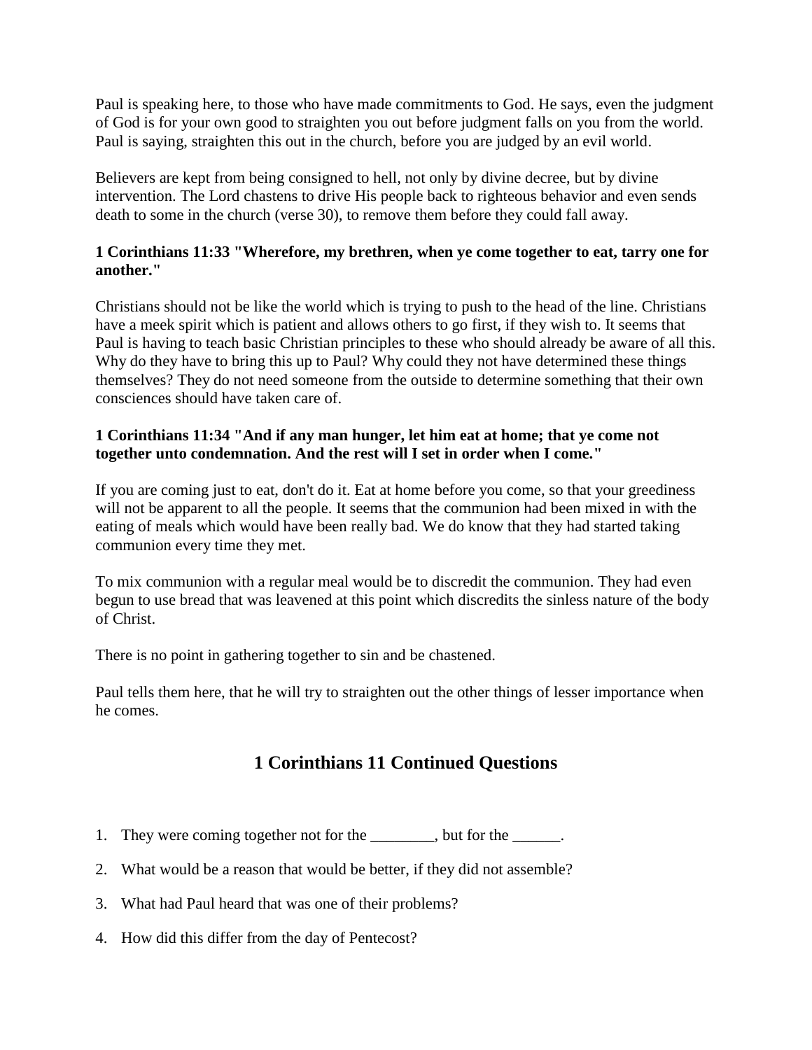Paul is speaking here, to those who have made commitments to God. He says, even the judgment of God is for your own good to straighten you out before judgment falls on you from the world. Paul is saying, straighten this out in the church, before you are judged by an evil world.

Believers are kept from being consigned to hell, not only by divine decree, but by divine intervention. The Lord chastens to drive His people back to righteous behavior and even sends death to some in the church (verse 30), to remove them before they could fall away.

**1 Corinthians 11:33 "Wherefore, my brethren, when ye come together to eat, tarry one for another."**

Christians should not be like the world which is trying to push to the head of the line. Christians have a meek spirit which is patient and allows others to go first, if they wish to. It seems that Paul is having to teach basic Christian principles to these who should already be aware of all this. Why do they have to bring this up to Paul? Why could they not have determined these things themselves? They do not need someone from the outside to determine something that their own consciences should have taken care of.

**1 Corinthians 11:34 "And if any man hunger, let him eat at home; that ye come not together unto condemnation. And the rest will I set in order when I come."**

If you are coming just to eat, don't do it. Eat at home before you come, so that your greediness will not be apparent to all the people. It seems that the communion had been mixed in with the eating of meals which would have been really bad. We do know that they had started taking communion every time they met.

To mix communion with a regular meal would be to discredit the communion. They had even begun to use bread that was leavened at this point which discredits the sinless nature of the body of Christ.

There is no point in gathering together to sin and be chastened.

Paul tells them here, that he will try to straighten out the other things of lesser importance when he comes.

## 1 Corinthians 11 Continued Questions

1. They were coming together not for the ________, but for the ______.
2. What would be a reason that would be better, if they did not assemble?
3. What had Paul heard that was one of their problems?
4. How did this differ from the day of Pentecost?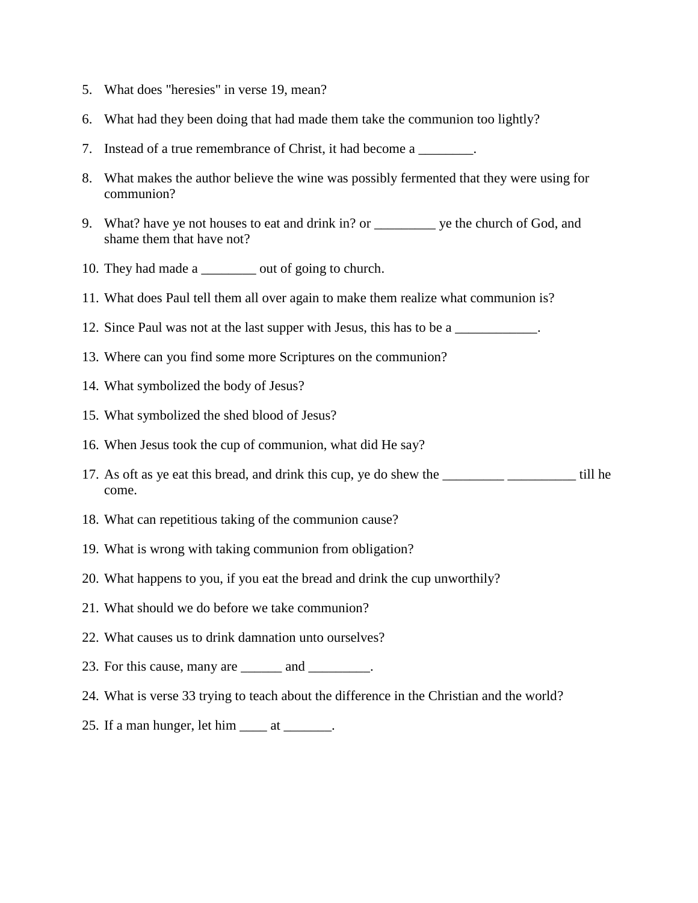5. What does "heresies" in verse 19, mean?
6. What had they been doing that had made them take the communion too lightly?
7. Instead of a true remembrance of Christ, it had become a ________.
8. What makes the author believe the wine was possibly fermented that they were using for communion?
9. What? have ye not houses to eat and drink in? or _________ ye the church of God, and shame them that have not?
10. They had made a ________ out of going to church.
11. What does Paul tell them all over again to make them realize what communion is?
12. Since Paul was not at the last supper with Jesus, this has to be a ____________.
13. Where can you find some more Scriptures on the communion?
14. What symbolized the body of Jesus?
15. What symbolized the shed blood of Jesus?
16. When Jesus took the cup of communion, what did He say?
17. As oft as ye eat this bread, and drink this cup, ye do shew the _________ __________ till he come.
18. What can repetitious taking of the communion cause?
19. What is wrong with taking communion from obligation?
20. What happens to you, if you eat the bread and drink the cup unworthily?
21. What should we do before we take communion?
22. What causes us to drink damnation unto ourselves?
23. For this cause, many are ______ and _________.
24. What is verse 33 trying to teach about the difference in the Christian and the world?
25. If a man hunger, let him ____ at _______.